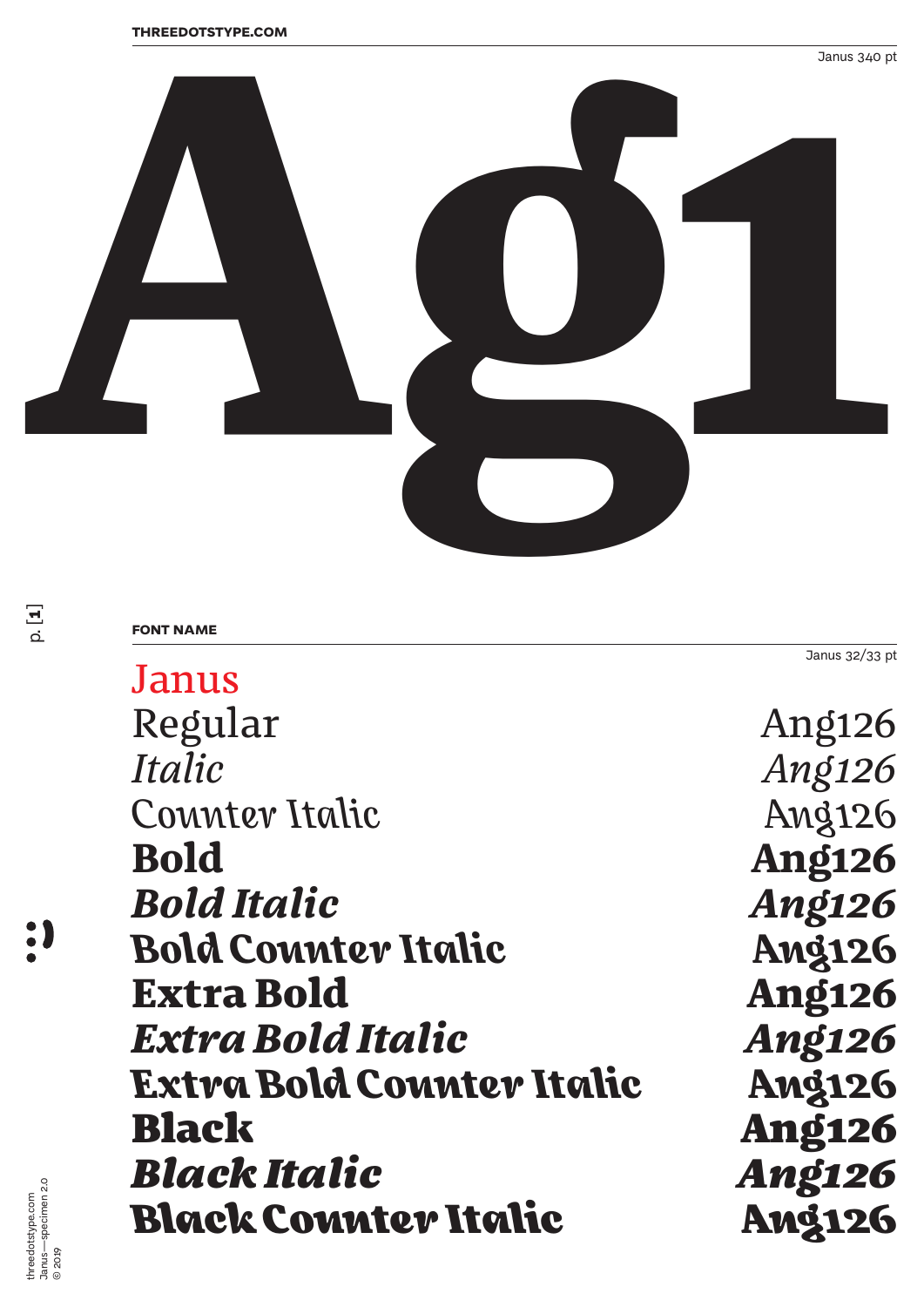Janus 340 pt

# Ag1

**FONT NAME**

Janus 32/33 pt

Janus

| | |
|---|---|
| Regular | Ang126 |
| *Italic* | *Ang126* |
| Counter Italic | Ang126 |
| **Bold** | **Ang126** |
| ***Bold Italic*** | ***Ang126*** |
| **Bold Counter Italic** | **Ang126** |
| **Extra Bold** | **Ang126** |
| ***Extra Bold Italic*** | ***Ang126*** |
| **Extra Bold Counter Italic** | **Ang126** |
| **Black** | **Ang126** |
| ***Black Italic*** | ***Ang126*** |
| **Black Counter Italic** | **Ang126** |

threedotstype.com
Janus—specimen 2.0
© 2019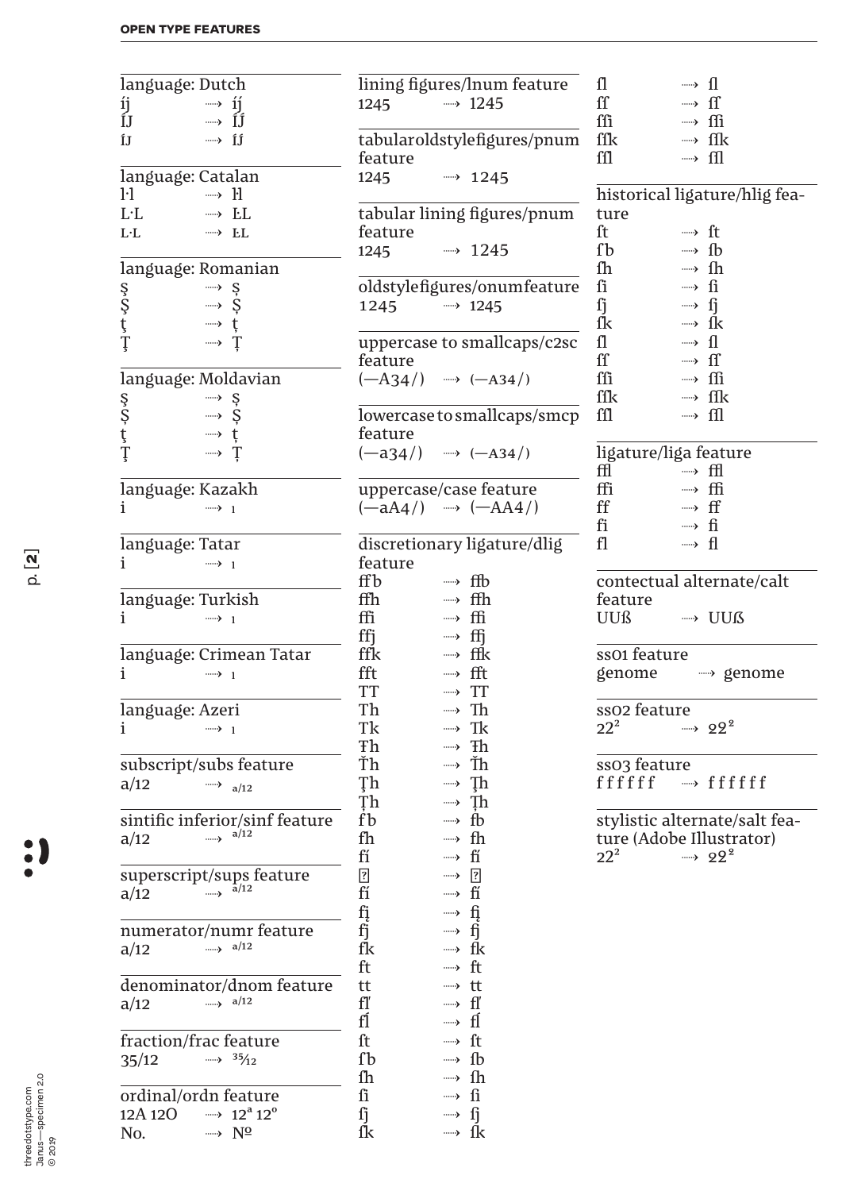**OPEN TYPE FEATURES**

language: Dutch

íj ⟶ íj
ÍJ ⟶ ÍJ
ÍJ ⟶ ÍJ

language: Catalan

l·l ⟶ ŀl
L·L ⟶ ĿL
L·L ⟶ ĿL

language: Romanian

ş ⟶ ș
Ş ⟶ Ș
ţ ⟶ ț
Ţ ⟶ Ț

language: Moldavian

ş ⟶ ș
Ş ⟶ Ș
ţ ⟶ ț
Ţ ⟶ Ț

language: Kazakh

i ⟶ ı

language: Tatar

i ⟶ ı

language: Turkish

i ⟶ ı

language: Crimean Tatar

i ⟶ ı

language: Azeri

i ⟶ ı

subscript/subs feature

a/12 ⟶ a/12

sintific inferior/sinf feature

a/12 ⟶ a/12

superscript/sups feature

a/12 ⟶ a/12

numerator/numr feature

a/12 ⟶ a/12

denominator/dnom feature

a/12 ⟶ a/12

fraction/frac feature

35/12 ⟶ 35⁄12

ordinal/ordn feature

12A 12O ⟶ 12ª 12º
No. ⟶ №

lining figures/lnum feature

1245 ⟶ 1245

tabularoldstylefigures/pnum feature

1245 ⟶ 1245

tabular lining figures/pnum feature

1245 ⟶ 1245

oldstylefigures/onumfeature

1245 ⟶ 1245

uppercase to smallcaps/c2sc feature

(—A34/) ⟶ (—A34/)

lowercase to smallcaps/smcp feature

(—a34/) ⟶ (—A34/)

uppercase/case feature

(—aA4/) ⟶ (—AA4/)

discretionary ligature/dlig feature

ffb ⟶ ffb
ffh ⟶ ffh
ffi ⟶ ffi
ffj ⟶ ffj
ffk ⟶ ffk
fft ⟶ fft
TT ⟶ TT
Th ⟶ Th
Tk ⟶ Tk
Ŧh ⟶ Ŧh
Ť h ⟶ Ťh
Ţh ⟶ Ţh
Țh ⟶ Țh
fb ⟶ fb
fh ⟶ fh
fí ⟶ fí
? ⟶ ?
fí ⟶ fí
fį ⟶ fį
fj ⟶ fj
fk ⟶ fk
ft ⟶ ft
tt ⟶ tt
fľ ⟶ fľ
fĺ ⟶ fĺ
ft ⟶ ft
fb ⟶ fb
fh ⟶ fh
fi ⟶ fi
fj ⟶ fj
fk ⟶ fk

fl ⟶ fl
ff ⟶ ff
ffi ⟶ ffi
ffk ⟶ ffk
ffl ⟶ ffl

historical ligature/hlig feature

ft ⟶ ft
fb ⟶ fb
fh ⟶ fh
fi ⟶ fi
fj ⟶ fj
fk ⟶ fk
fl ⟶ fl
ff ⟶ ff
ffi ⟶ ffi
ffk ⟶ ffk
ffl ⟶ ffl

ligature/liga feature

ffl ⟶ ffl
ffi ⟶ ffi
ff ⟶ ff
fi ⟶ fi
fl ⟶ fl

contectual alternate/calt feature

UUß ⟶ UUẞ

ss01 feature

genome ⟶ genome

ss02 feature

22² ⟶ 22²

ss03 feature

f f f f f f ⟶ f f f f f f

stylistic alternate/salt feature (Adobe Illustrator)

22² ⟶ 22²

threedotstype.com
Janus—specimen 2.0
© 2019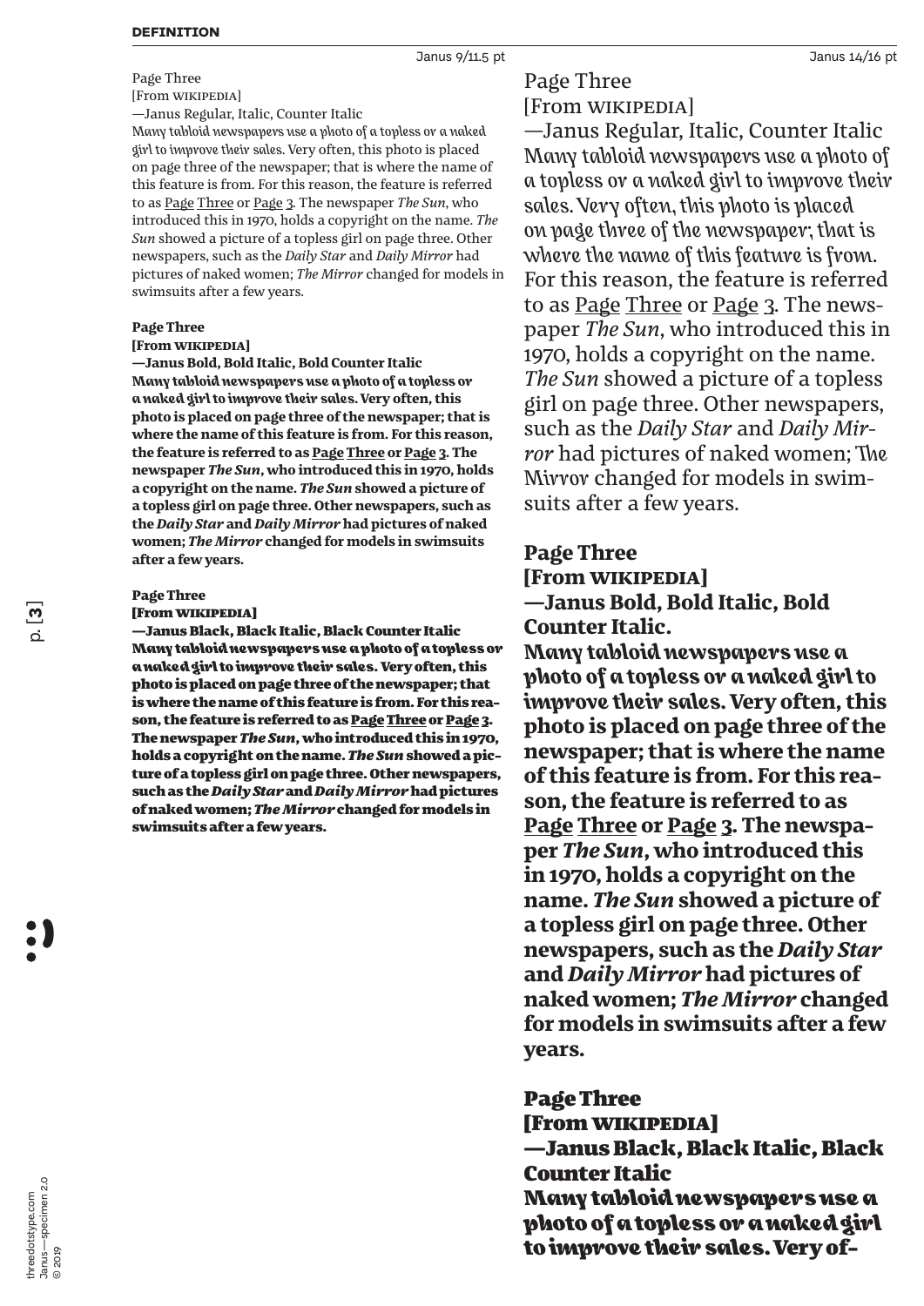**DEFINITION**

Janus 9/11.5 pt

Page Three
[From WIKIPEDIA]
—Janus Regular, Italic, Counter Italic
Many tabloid newspapers use a photo of a topless or a naked girl to improve their sales. Very often, this photo is placed on page three of the newspaper; that is where the name of this feature is from. For this reason, the feature is referred to as Page Three or Page 3. The newspaper *The Sun*, who introduced this in 1970, holds a copyright on the name. *The Sun* showed a picture of a topless girl on page three. Other newspapers, such as the *Daily Star* and *Daily Mirror* had pictures of naked women; *The Mirror* changed for models in swimsuits after a few years.

**Page Three
[From WIKIPEDIA]
—Janus Bold, Bold Italic, Bold Counter Italic
Many tabloid newspapers use a photo of a topless or a naked girl to improve their sales. Very often, this photo is placed on page three of the newspaper; that is where the name of this feature is from. For this reason, the feature is referred to as Page Three or Page 3. The newspaper *The Sun*, who introduced this in 1970, holds a copyright on the name. *The Sun* showed a picture of a topless girl on page three. Other newspapers, such as the *Daily Star* and *Daily Mirror* had pictures of naked women; *The Mirror* changed for models in swimsuits after a few years.**

**Page Three
[From WIKIPEDIA]
—Janus Black, Black Italic, Black Counter Italic
Many tabloid newspapers use a photo of a topless or a naked girl to improve their sales. Very often, this photo is placed on page three of the newspaper; that is where the name of this feature is from. For this reason, the feature is referred to as Page Three or Page 3. The newspaper *The Sun*, who introduced this in 1970, holds a copyright on the name. *The Sun* showed a picture of a topless girl on page three. Other newspapers, such as the *Daily Star* and *Daily Mirror* had pictures of naked women; *The Mirror* changed for models in swimsuits after a few years.**

Janus 14/16 pt

Page Three
[From WIKIPEDIA]
—Janus Regular, Italic, Counter Italic
Many tabloid newspapers use a photo of a topless or a naked girl to improve their sales. Very often, this photo is placed on page three of the newspaper; that is where the name of this feature is from. For this reason, the feature is referred to as Page Three or Page 3. The newspaper *The Sun*, who introduced this in 1970, holds a copyright on the name. *The Sun* showed a picture of a topless girl on page three. Other newspapers, such as the *Daily Star* and *Daily Mirror* had pictures of naked women; The Mirror changed for models in swimsuits after a few years.

**Page Three
[From WIKIPEDIA]
—Janus Bold, Bold Italic, Bold Counter Italic.
Many tabloid newspapers use a photo of a topless or a naked girl to improve their sales. Very often, this photo is placed on page three of the newspaper; that is where the name of this feature is from. For this reason, the feature is referred to as Page Three or Page 3. The newspaper *The Sun*, who introduced this in 1970, holds a copyright on the name. *The Sun* showed a picture of a topless girl on page three. Other newspapers, such as the *Daily Star* and *Daily Mirror* had pictures of naked women; *The Mirror* changed for models in swimsuits after a few years.**

**Page Three
[From WIKIPEDIA]
—Janus Black, Black Italic, Black Counter Italic
Many tabloid newspapers use a photo of a topless or a naked girl to improve their sales. Very of-**

threedotstype.com
Janus—specimen 2.0
© 2019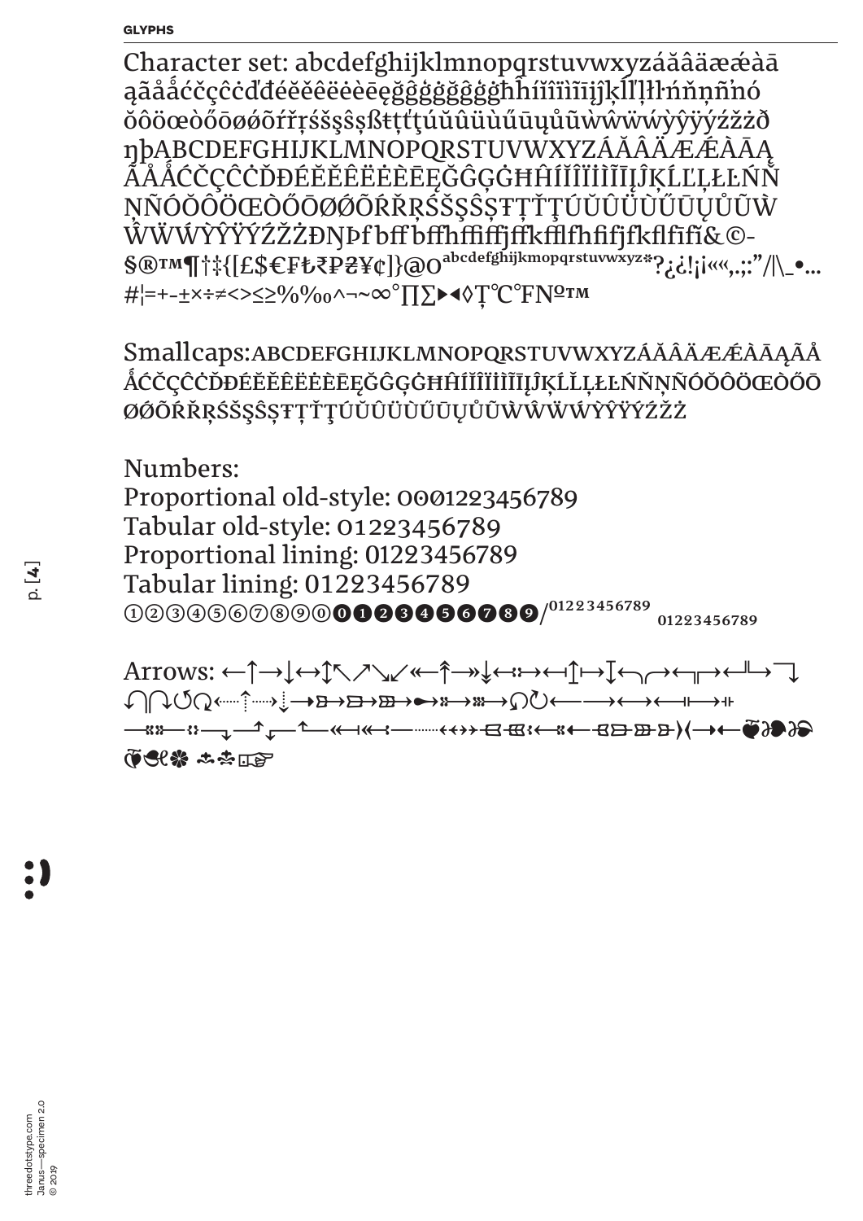**GLYPHS**

Character set: abcdefghijklmnopqrstuvwxyzáăâäæǽàā ąãåǻćčçĉċďđéěêëėèēęğĝģġḡğģġħĥíĭîïìĩīįĵķĺľļłŀńňņñńó ŏôöœòőōøǿõŕřŗśšşŝșßŧţťţúŭûüùűūųůũẁŵẅẃỳŷÿýźžżð ŋþABCDEFGHIJKLMNOPQRSTUVWXYZÁĂÂÄÆǼÀĀĄ ÃÅǺĆČÇĈĊĎĐÉĚÊËĖÈĒĘĞĜĢĠĦĤÍĬÎÏİÌĨĪĮĴĶĹĽĻŁĿŃŇ ŅÑÓŎÔÖŒÒŐŌØǾÕŔŘŖŚŠŞŜȘŦŢŤŢÚŬÛÜÙŰŪŲŮŨẀ ŴẄẂỲŶŸÝŹŽŻÐŊÞf bff bffhffiffjffkfflfhfifjfkflfifi&©- §®™¶†‡{[£$€₣₺₹₽₴¥¢]}@0abcdefghijkmopqrstuvwxyz*?¿¿!¡i«‹,.;:"/|\_•... #¦=+-±×÷≠<>≤≥%‰^¬~∞°∏∑▸◂◊Ţ℃℉№™

Smallcaps:ABCDEFGHIJKLMNOPQRSTUVWXYZÁĂÂÄÆǼÀĀĄÃÅ ǺĆČÇĈĊĎĐÉĚÊËĖÈĒĘĞĜĢĠĦĤÍĬÎÏİÌĨĪĮĴĶĹĽĻŁĿŃŇŅÑÓŎÔÖŒÒŐŌ ØǾÕŔŘŖŚŠŞŜȘŦŢŤŢÚŬÛÜÙŰŪŲŮŨẀŴẄẂỲŶŸÝŹŽŻ

Numbers:
Proportional old-style: 0001223456789
Tabular old-style: 01223456789
Proportional lining: 01223456789
Tabular lining: 01223456789
①②③④⑤⑥⑦⑧⑨⓪❶❷❸❹❺❻❼❽❾/01223456789 01223456789

Arrows: ←↑→↓↔↕↖↗↘↙↞↟↠↡↢↣↤↥↦↧↩↪↫↬↵↳↴ ↶↷↺↻⇠⇡⇢⇣ ⟵⟶⟷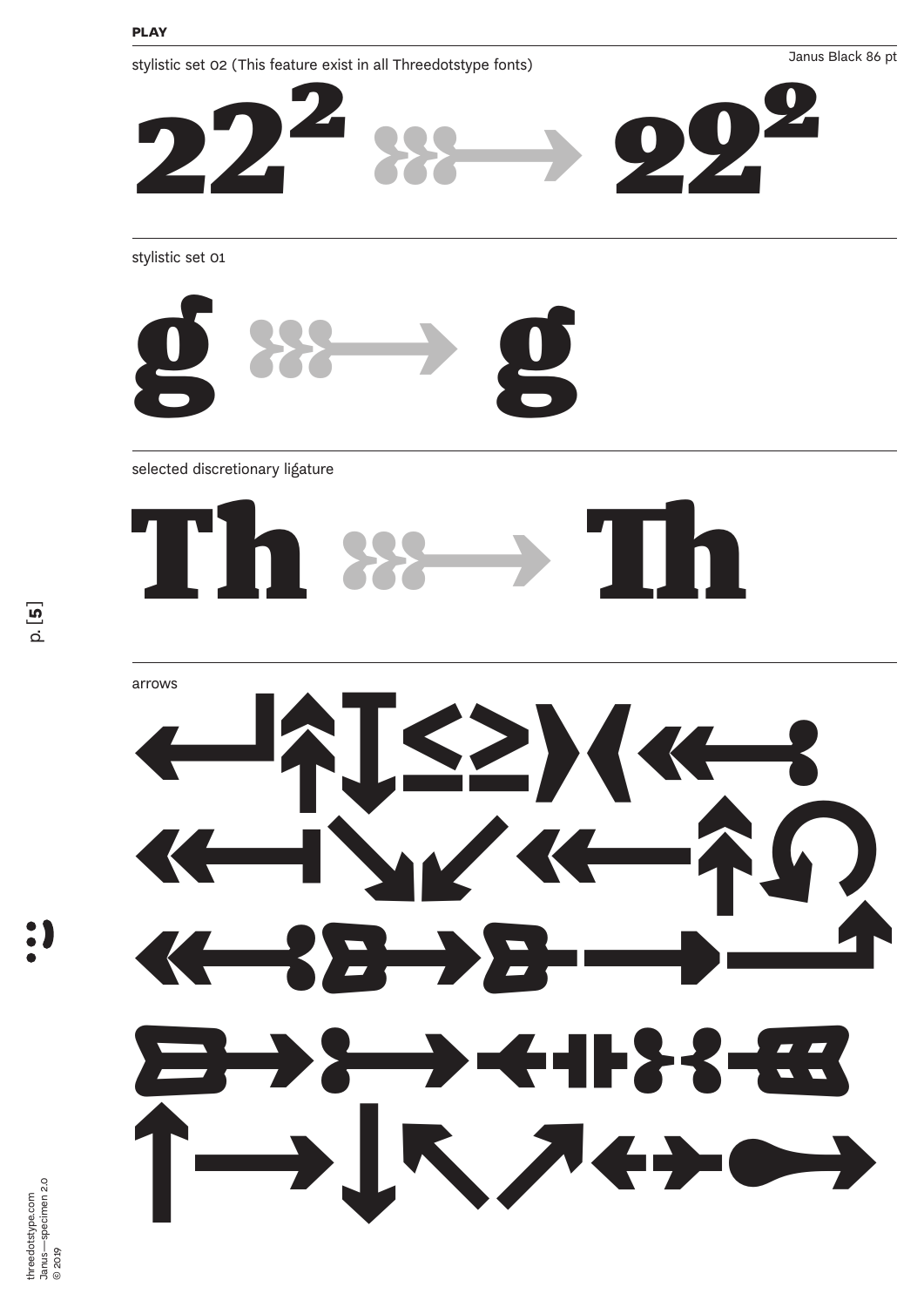**PLAY**

stylistic set 02 (This feature exist in all Threedotstype fonts)

Janus Black 86 pt

22² → 22²

stylistic set 01

g → g

selected discretionary ligature

Th → Th

arrows